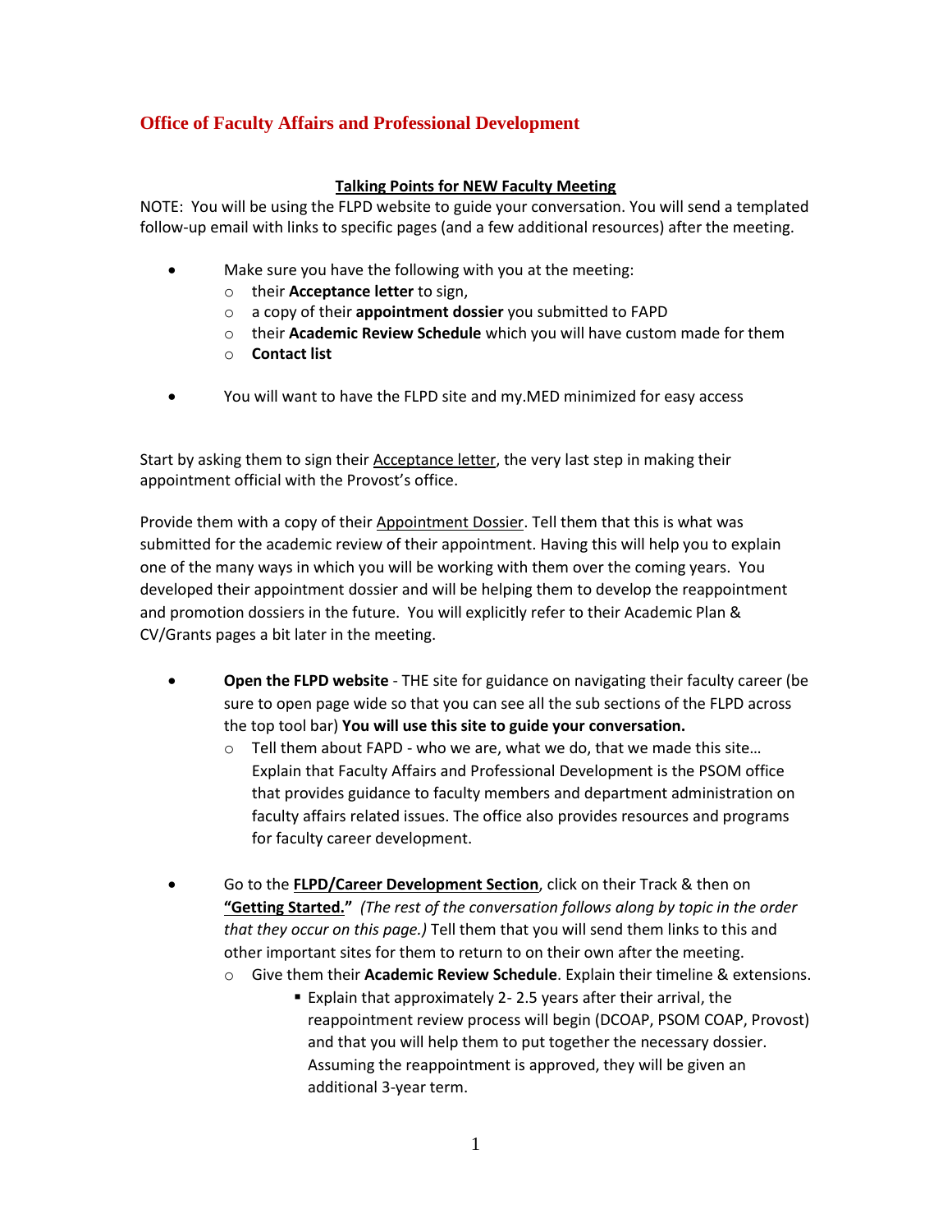# Office of Faculty Affairs and Professional Development

**Talking Points for NEW Faculty Meeting**

NOTE: You will be using the FLPD website to guide your conversation. You will send a templated follow-up email with links to specific pages (and a few additional resources) after the meeting.

- Make sure you have the following with you at the meeting:
  - their **Acceptance letter** to sign,
  - a copy of their **appointment dossier** you submitted to FAPD
  - their **Academic Review Schedule** which you will have custom made for them
  - **Contact list**
- You will want to have the FLPD site and my.MED minimized for easy access

Start by asking them to sign their Acceptance letter, the very last step in making their appointment official with the Provost's office.

Provide them with a copy of their Appointment Dossier. Tell them that this is what was submitted for the academic review of their appointment. Having this will help you to explain one of the many ways in which you will be working with them over the coming years. You developed their appointment dossier and will be helping them to develop the reappointment and promotion dossiers in the future. You will explicitly refer to their Academic Plan & CV/Grants pages a bit later in the meeting.

- **Open the FLPD website** - THE site for guidance on navigating their faculty career (be sure to open page wide so that you can see all the sub sections of the FLPD across the top tool bar) **You will use this site to guide your conversation.**
  - Tell them about FAPD - who we are, what we do, that we made this site… Explain that Faculty Affairs and Professional Development is the PSOM office that provides guidance to faculty members and department administration on faculty affairs related issues. The office also provides resources and programs for faculty career development.
- Go to the **FLPD/Career Development Section**, click on their Track & then on **"Getting Started."** *(The rest of the conversation follows along by topic in the order that they occur on this page.)* Tell them that you will send them links to this and other important sites for them to return to on their own after the meeting.
  - Give them their **Academic Review Schedule**. Explain their timeline & extensions.
    - Explain that approximately 2- 2.5 years after their arrival, the reappointment review process will begin (DCOAP, PSOM COAP, Provost) and that you will help them to put together the necessary dossier. Assuming the reappointment is approved, they will be given an additional 3-year term.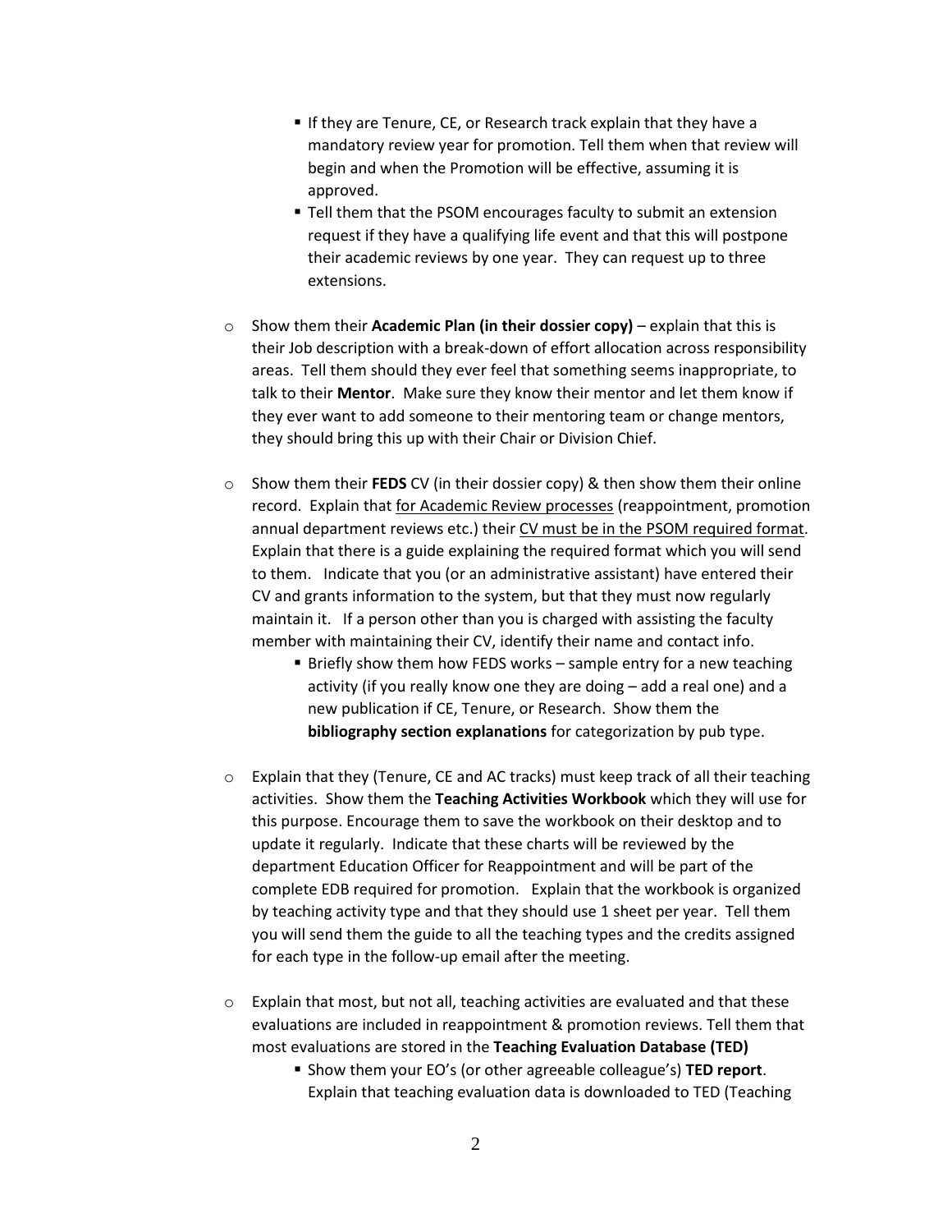- If they are Tenure, CE, or Research track explain that they have a mandatory review year for promotion. Tell them when that review will begin and when the Promotion will be effective, assuming it is approved.
    - Tell them that the PSOM encourages faculty to submit an extension request if they have a qualifying life event and that this will postpone their academic reviews by one year. They can request up to three extensions.

- Show them their **Academic Plan (in their dossier copy)** – explain that this is their Job description with a break-down of effort allocation across responsibility areas. Tell them should they ever feel that something seems inappropriate, to talk to their **Mentor**. Make sure they know their mentor and let them know if they ever want to add someone to their mentoring team or change mentors, they should bring this up with their Chair or Division Chief.

- Show them their **FEDS** CV (in their dossier copy) & then show them their online record. Explain that <u>for Academic Review processes</u> (reappointment, promotion annual department reviews etc.) their <u>CV must be in the PSOM required format</u>. Explain that there is a guide explaining the required format which you will send to them. Indicate that you (or an administrative assistant) have entered their CV and grants information to the system, but that they must now regularly maintain it. If a person other than you is charged with assisting the faculty member with maintaining their CV, identify their name and contact info.
    - Briefly show them how FEDS works – sample entry for a new teaching activity (if you really know one they are doing – add a real one) and a new publication if CE, Tenure, or Research. Show them the **bibliography section explanations** for categorization by pub type.

- Explain that they (Tenure, CE and AC tracks) must keep track of all their teaching activities. Show them the **Teaching Activities Workbook** which they will use for this purpose. Encourage them to save the workbook on their desktop and to update it regularly. Indicate that these charts will be reviewed by the department Education Officer for Reappointment and will be part of the complete EDB required for promotion. Explain that the workbook is organized by teaching activity type and that they should use 1 sheet per year. Tell them you will send them the guide to all the teaching types and the credits assigned for each type in the follow-up email after the meeting.

- Explain that most, but not all, teaching activities are evaluated and that these evaluations are included in reappointment & promotion reviews. Tell them that most evaluations are stored in the **Teaching Evaluation Database (TED)**
    - Show them your EO's (or other agreeable colleague's) **TED report**. Explain that teaching evaluation data is downloaded to TED (Teaching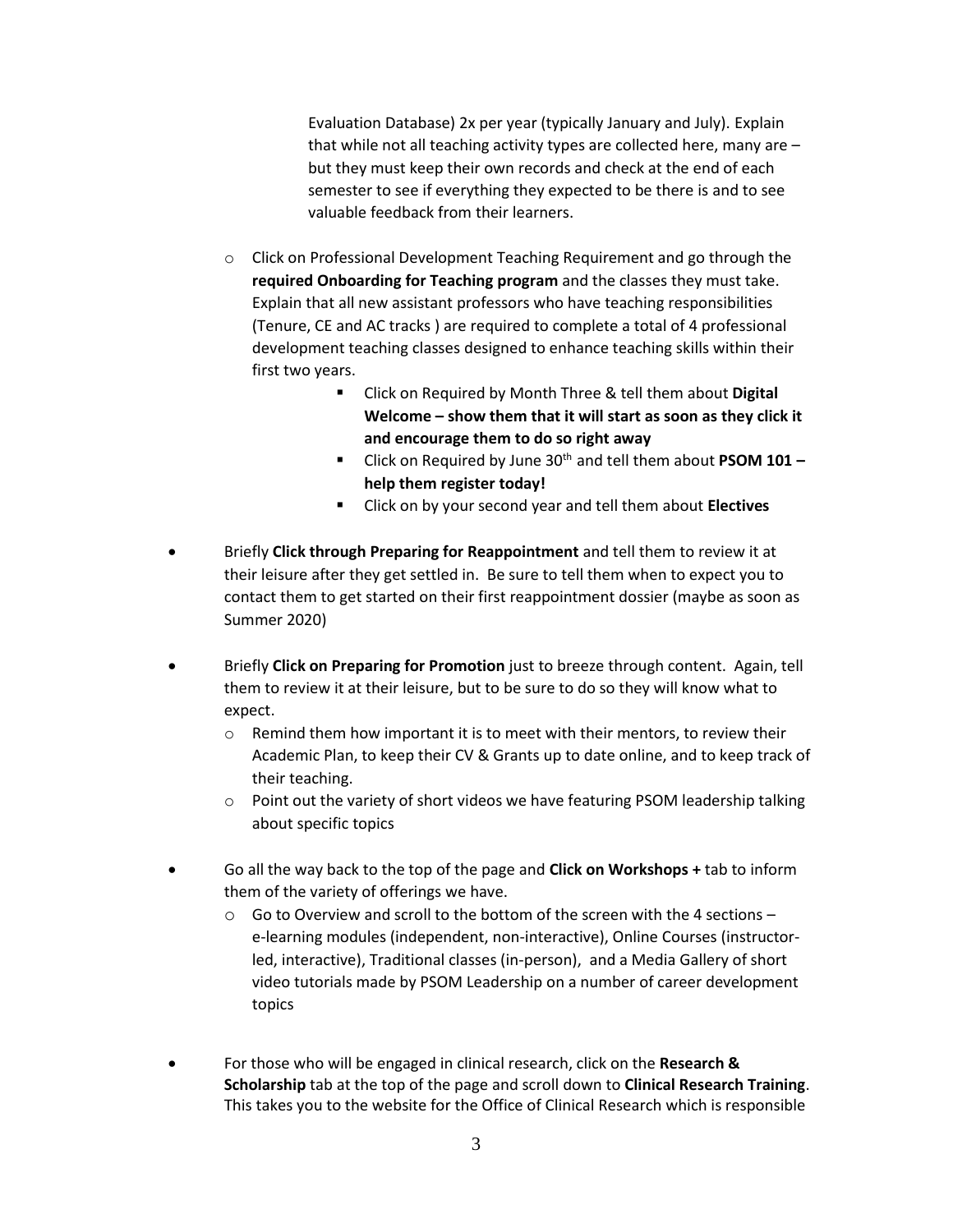Evaluation Database) 2x per year (typically January and July). Explain that while not all teaching activity types are collected here, many are – but they must keep their own records and check at the end of each semester to see if everything they expected to be there is and to see valuable feedback from their learners.

  - Click on Professional Development Teaching Requirement and go through the **required Onboarding for Teaching program** and the classes they must take. Explain that all new assistant professors who have teaching responsibilities (Tenure, CE and AC tracks ) are required to complete a total of 4 professional development teaching classes designed to enhance teaching skills within their first two years.
    - Click on Required by Month Three & tell them about **Digital Welcome – show them that it will start as soon as they click it and encourage them to do so right away**
    - Click on Required by June 30th and tell them about **PSOM 101 – help them register today!**
    - Click on by your second year and tell them about **Electives**

- Briefly **Click through Preparing for Reappointment** and tell them to review it at their leisure after they get settled in. Be sure to tell them when to expect you to contact them to get started on their first reappointment dossier (maybe as soon as Summer 2020)

- Briefly **Click on Preparing for Promotion** just to breeze through content. Again, tell them to review it at their leisure, but to be sure to do so they will know what to expect.
  - Remind them how important it is to meet with their mentors, to review their Academic Plan, to keep their CV & Grants up to date online, and to keep track of their teaching.
  - Point out the variety of short videos we have featuring PSOM leadership talking about specific topics

- Go all the way back to the top of the page and **Click on Workshops +** tab to inform them of the variety of offerings we have.
  - Go to Overview and scroll to the bottom of the screen with the 4 sections – e-learning modules (independent, non-interactive), Online Courses (instructor-led, interactive), Traditional classes (in-person), and a Media Gallery of short video tutorials made by PSOM Leadership on a number of career development topics

- For those who will be engaged in clinical research, click on the **Research & Scholarship** tab at the top of the page and scroll down to **Clinical Research Training**. This takes you to the website for the Office of Clinical Research which is responsible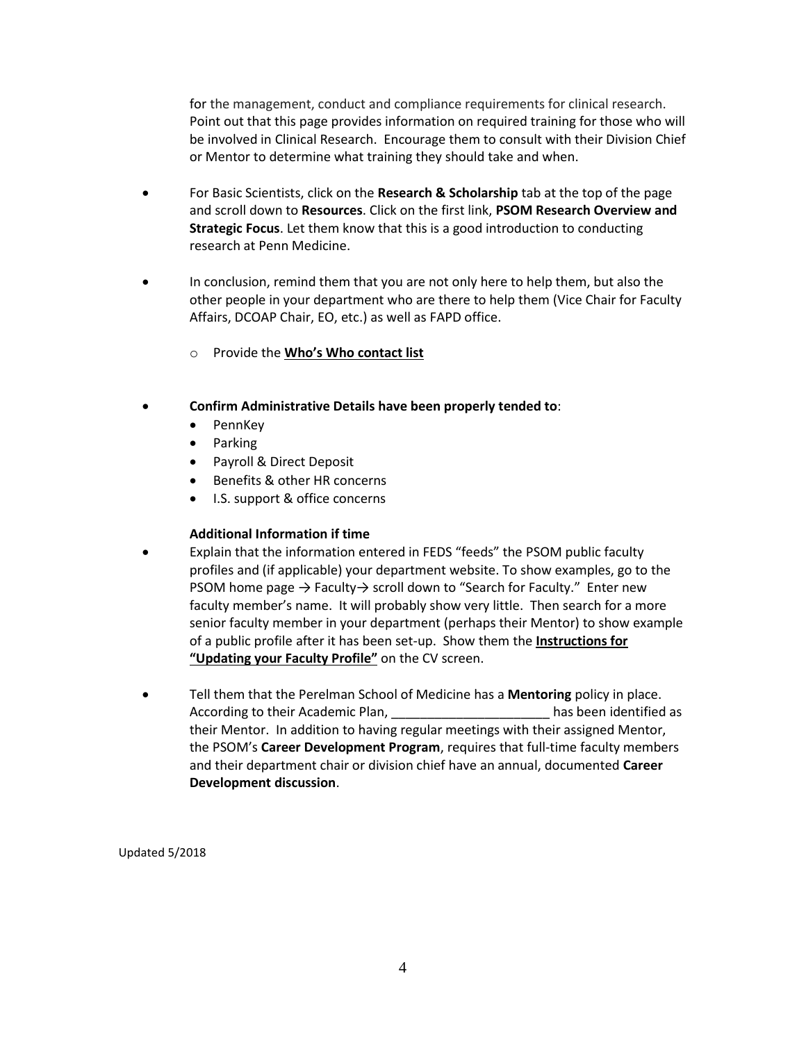for the management, conduct and compliance requirements for clinical research. Point out that this page provides information on required training for those who will be involved in Clinical Research. Encourage them to consult with their Division Chief or Mentor to determine what training they should take and when.

- For Basic Scientists, click on the **Research & Scholarship** tab at the top of the page and scroll down to **Resources**. Click on the first link, **PSOM Research Overview and Strategic Focus**. Let them know that this is a good introduction to conducting research at Penn Medicine.

- In conclusion, remind them that you are not only here to help them, but also the other people in your department who are there to help them (Vice Chair for Faculty Affairs, DCOAP Chair, EO, etc.) as well as FAPD office.

  - Provide the **Who's Who contact list**

- **Confirm Administrative Details have been properly tended to**:
  - PennKey
  - Parking
  - Payroll & Direct Deposit
  - Benefits & other HR concerns
  - I.S. support & office concerns

  **Additional Information if time**

- Explain that the information entered in FEDS "feeds" the PSOM public faculty profiles and (if applicable) your department website. To show examples, go to the PSOM home page → Faculty→ scroll down to "Search for Faculty." Enter new faculty member's name. It will probably show very little. Then search for a more senior faculty member in your department (perhaps their Mentor) to show example of a public profile after it has been set-up. Show them the **Instructions for "Updating your Faculty Profile"** on the CV screen.

- Tell them that the Perelman School of Medicine has a **Mentoring** policy in place. According to their Academic Plan, ______________________ has been identified as their Mentor. In addition to having regular meetings with their assigned Mentor, the PSOM's **Career Development Program**, requires that full-time faculty members and their department chair or division chief have an annual, documented **Career Development discussion**.

Updated 5/2018